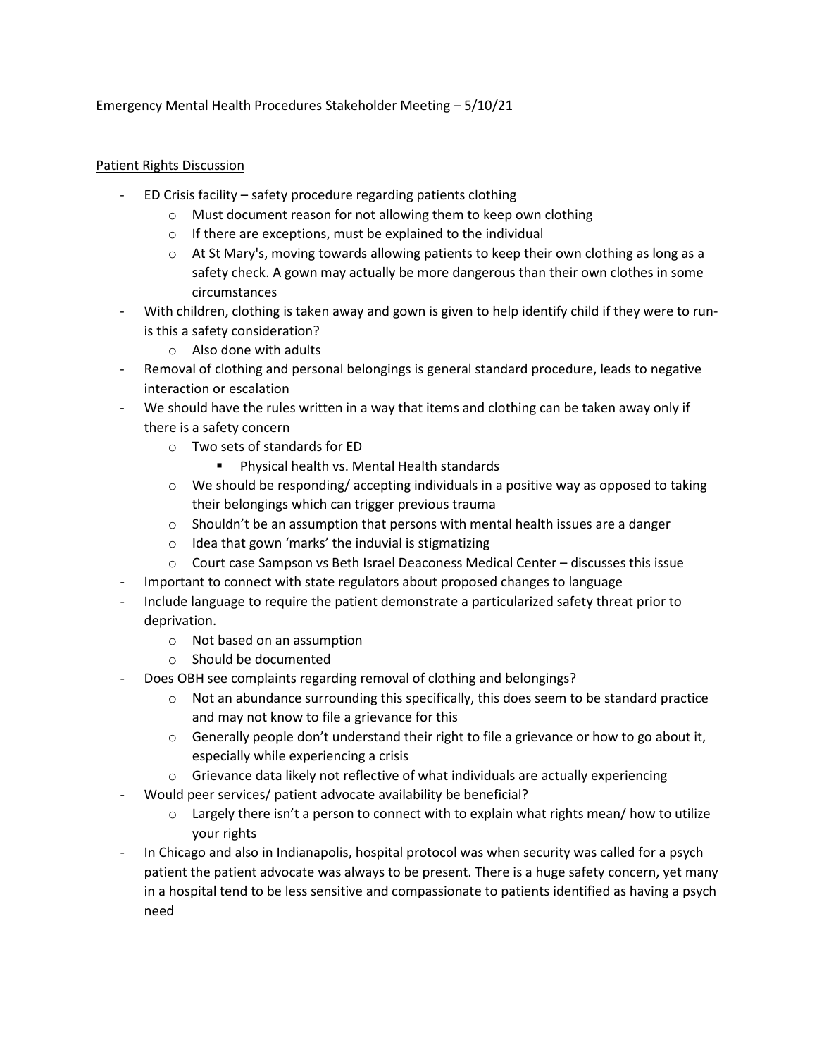Emergency Mental Health Procedures Stakeholder Meeting – 5/10/21

<u>Patient Rights Discussion</u>

- ED Crisis facility – safety procedure regarding patients clothing
  - Must document reason for not allowing them to keep own clothing
  - If there are exceptions, must be explained to the individual
  - At St Mary's, moving towards allowing patients to keep their own clothing as long as a safety check. A gown may actually be more dangerous than their own clothes in some circumstances
- With children, clothing is taken away and gown is given to help identify child if they were to run- is this a safety consideration?
  - Also done with adults
- Removal of clothing and personal belongings is general standard procedure, leads to negative interaction or escalation
- We should have the rules written in a way that items and clothing can be taken away only if there is a safety concern
  - Two sets of standards for ED
    - Physical health vs. Mental Health standards
  - We should be responding/ accepting individuals in a positive way as opposed to taking their belongings which can trigger previous trauma
  - Shouldn't be an assumption that persons with mental health issues are a danger
  - Idea that gown 'marks' the induvial is stigmatizing
  - Court case Sampson vs Beth Israel Deaconess Medical Center – discusses this issue
- Important to connect with state regulators about proposed changes to language
- Include language to require the patient demonstrate a particularized safety threat prior to deprivation.
  - Not based on an assumption
  - Should be documented
- Does OBH see complaints regarding removal of clothing and belongings?
  - Not an abundance surrounding this specifically, this does seem to be standard practice and may not know to file a grievance for this
  - Generally people don't understand their right to file a grievance or how to go about it, especially while experiencing a crisis
  - Grievance data likely not reflective of what individuals are actually experiencing
- Would peer services/ patient advocate availability be beneficial?
  - Largely there isn't a person to connect with to explain what rights mean/ how to utilize your rights
- In Chicago and also in Indianapolis, hospital protocol was when security was called for a psych patient the patient advocate was always to be present. There is a huge safety concern, yet many in a hospital tend to be less sensitive and compassionate to patients identified as having a psych need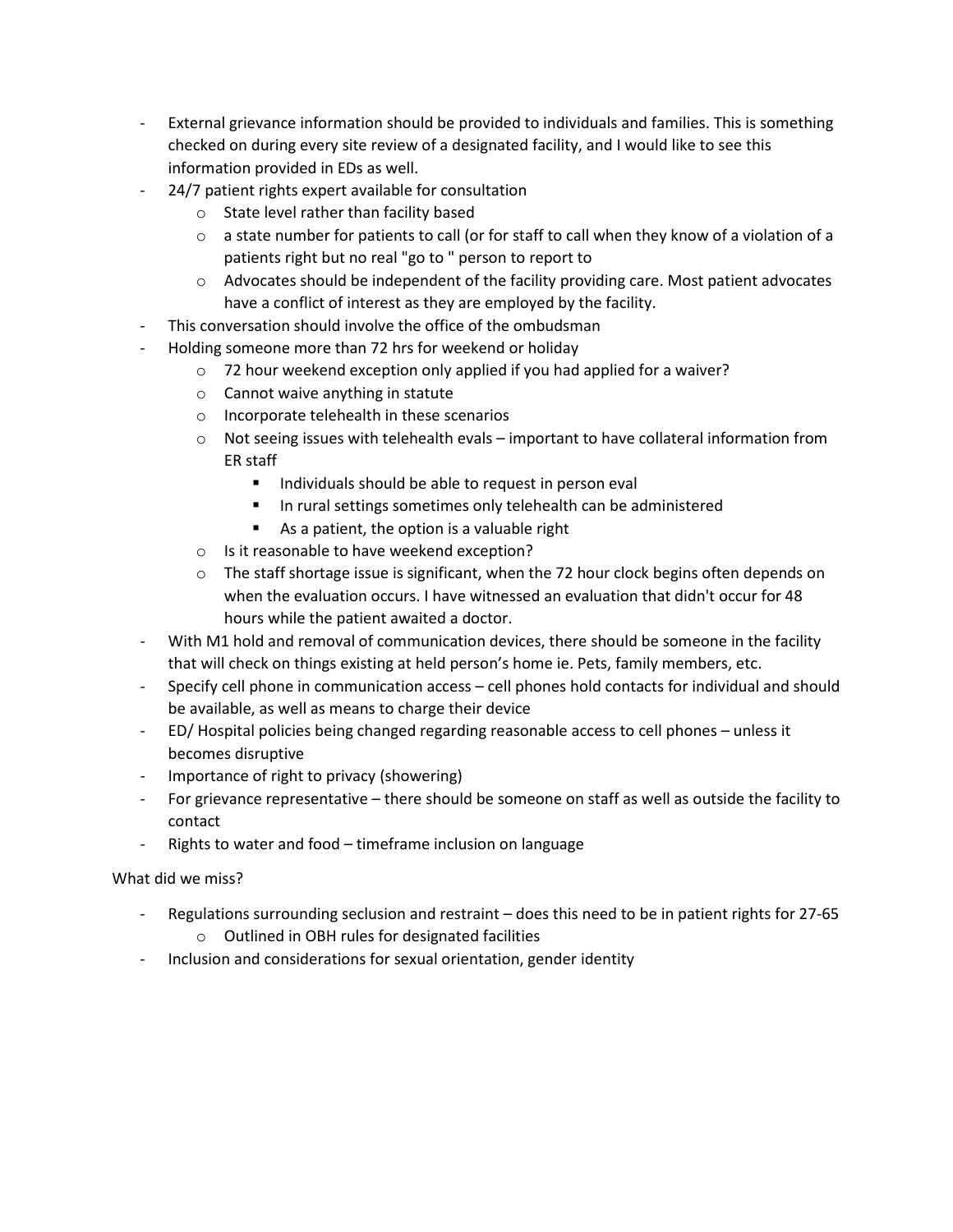- External grievance information should be provided to individuals and families. This is something checked on during every site review of a designated facility, and I would like to see this information provided in EDs as well.
- 24/7 patient rights expert available for consultation
  - State level rather than facility based
  - a state number for patients to call (or for staff to call when they know of a violation of a patients right but no real "go to " person to report to
  - Advocates should be independent of the facility providing care. Most patient advocates have a conflict of interest as they are employed by the facility.
- This conversation should involve the office of the ombudsman
- Holding someone more than 72 hrs for weekend or holiday
  - 72 hour weekend exception only applied if you had applied for a waiver?
  - Cannot waive anything in statute
  - Incorporate telehealth in these scenarios
  - Not seeing issues with telehealth evals – important to have collateral information from ER staff
    - Individuals should be able to request in person eval
    - In rural settings sometimes only telehealth can be administered
    - As a patient, the option is a valuable right
  - Is it reasonable to have weekend exception?
  - The staff shortage issue is significant, when the 72 hour clock begins often depends on when the evaluation occurs. I have witnessed an evaluation that didn't occur for 48 hours while the patient awaited a doctor.
- With M1 hold and removal of communication devices, there should be someone in the facility that will check on things existing at held person's home ie. Pets, family members, etc.
- Specify cell phone in communication access – cell phones hold contacts for individual and should be available, as well as means to charge their device
- ED/ Hospital policies being changed regarding reasonable access to cell phones – unless it becomes disruptive
- Importance of right to privacy (showering)
- For grievance representative – there should be someone on staff as well as outside the facility to contact
- Rights to water and food – timeframe inclusion on language

What did we miss?

- Regulations surrounding seclusion and restraint – does this need to be in patient rights for 27-65
  - Outlined in OBH rules for designated facilities
- Inclusion and considerations for sexual orientation, gender identity